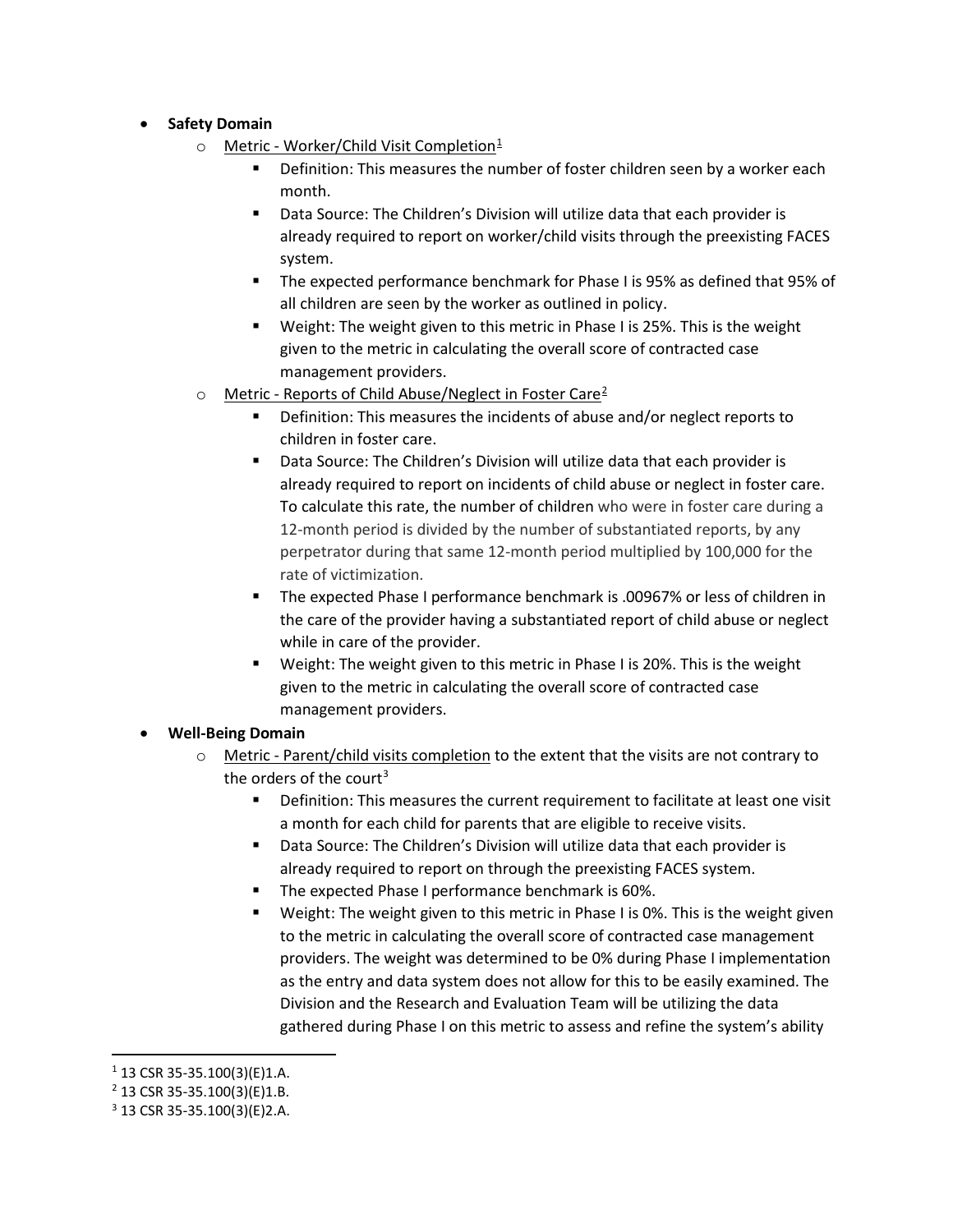- **Safety Domain**
  - Metric - Worker/Child Visit Completion[1]
    - Definition: This measures the number of foster children seen by a worker each month.
    - Data Source: The Children's Division will utilize data that each provider is already required to report on worker/child visits through the preexisting FACES system.
    - The expected performance benchmark for Phase I is 95% as defined that 95% of all children are seen by the worker as outlined in policy.
    - Weight: The weight given to this metric in Phase I is 25%. This is the weight given to the metric in calculating the overall score of contracted case management providers.
  - Metric - Reports of Child Abuse/Neglect in Foster Care[2]
    - Definition: This measures the incidents of abuse and/or neglect reports to children in foster care.
    - Data Source: The Children's Division will utilize data that each provider is already required to report on incidents of child abuse or neglect in foster care. To calculate this rate, the number of children who were in foster care during a 12-month period is divided by the number of substantiated reports, by any perpetrator during that same 12-month period multiplied by 100,000 for the rate of victimization.
    - The expected Phase I performance benchmark is .00967% or less of children in the care of the provider having a substantiated report of child abuse or neglect while in care of the provider.
    - Weight: The weight given to this metric in Phase I is 20%. This is the weight given to the metric in calculating the overall score of contracted case management providers.
- **Well-Being Domain**
  - Metric - Parent/child visits completion to the extent that the visits are not contrary to the orders of the court[3]
    - Definition: This measures the current requirement to facilitate at least one visit a month for each child for parents that are eligible to receive visits.
    - Data Source: The Children's Division will utilize data that each provider is already required to report on through the preexisting FACES system.
    - The expected Phase I performance benchmark is 60%.
    - Weight: The weight given to this metric in Phase I is 0%. This is the weight given to the metric in calculating the overall score of contracted case management providers. The weight was determined to be 0% during Phase I implementation as the entry and data system does not allow for this to be easily examined. The Division and the Research and Evaluation Team will be utilizing the data gathered during Phase I on this metric to assess and refine the system's ability

---

[1] 13 CSR 35-35.100(3)(E)1.A.

[2] 13 CSR 35-35.100(3)(E)1.B.

[3] 13 CSR 35-35.100(3)(E)2.A.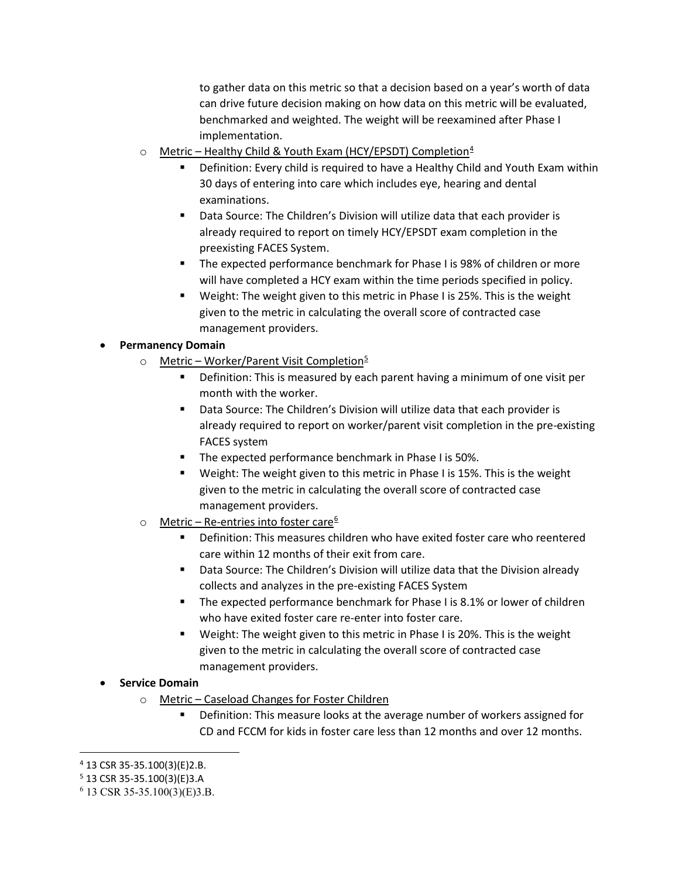to gather data on this metric so that a decision based on a year's worth of data can drive future decision making on how data on this metric will be evaluated, benchmarked and weighted. The weight will be reexamined after Phase I implementation.

- Metric – Healthy Child & Youth Exam (HCY/EPSDT) Completion[4]
  - Definition: Every child is required to have a Healthy Child and Youth Exam within 30 days of entering into care which includes eye, hearing and dental examinations.
  - Data Source: The Children's Division will utilize data that each provider is already required to report on timely HCY/EPSDT exam completion in the preexisting FACES System.
  - The expected performance benchmark for Phase I is 98% of children or more will have completed a HCY exam within the time periods specified in policy.
  - Weight: The weight given to this metric in Phase I is 25%. This is the weight given to the metric in calculating the overall score of contracted case management providers.

- **Permanency Domain**
  - Metric – Worker/Parent Visit Completion[5]
    - Definition: This is measured by each parent having a minimum of one visit per month with the worker.
    - Data Source: The Children's Division will utilize data that each provider is already required to report on worker/parent visit completion in the pre-existing FACES system
    - The expected performance benchmark in Phase I is 50%.
    - Weight: The weight given to this metric in Phase I is 15%. This is the weight given to the metric in calculating the overall score of contracted case management providers.
  - Metric – Re-entries into foster care[6]
    - Definition: This measures children who have exited foster care who reentered care within 12 months of their exit from care.
    - Data Source: The Children's Division will utilize data that the Division already collects and analyzes in the pre-existing FACES System
    - The expected performance benchmark for Phase I is 8.1% or lower of children who have exited foster care re-enter into foster care.
    - Weight: The weight given to this metric in Phase I is 20%. This is the weight given to the metric in calculating the overall score of contracted case management providers.
- **Service Domain**
  - Metric – Caseload Changes for Foster Children
    - Definition: This measure looks at the average number of workers assigned for CD and FCCM for kids in foster care less than 12 months and over 12 months.

---

[4] 13 CSR 35-35.100(3)(E)2.B.

[5] 13 CSR 35-35.100(3)(E)3.A

[6] 13 CSR 35-35.100(3)(E)3.B.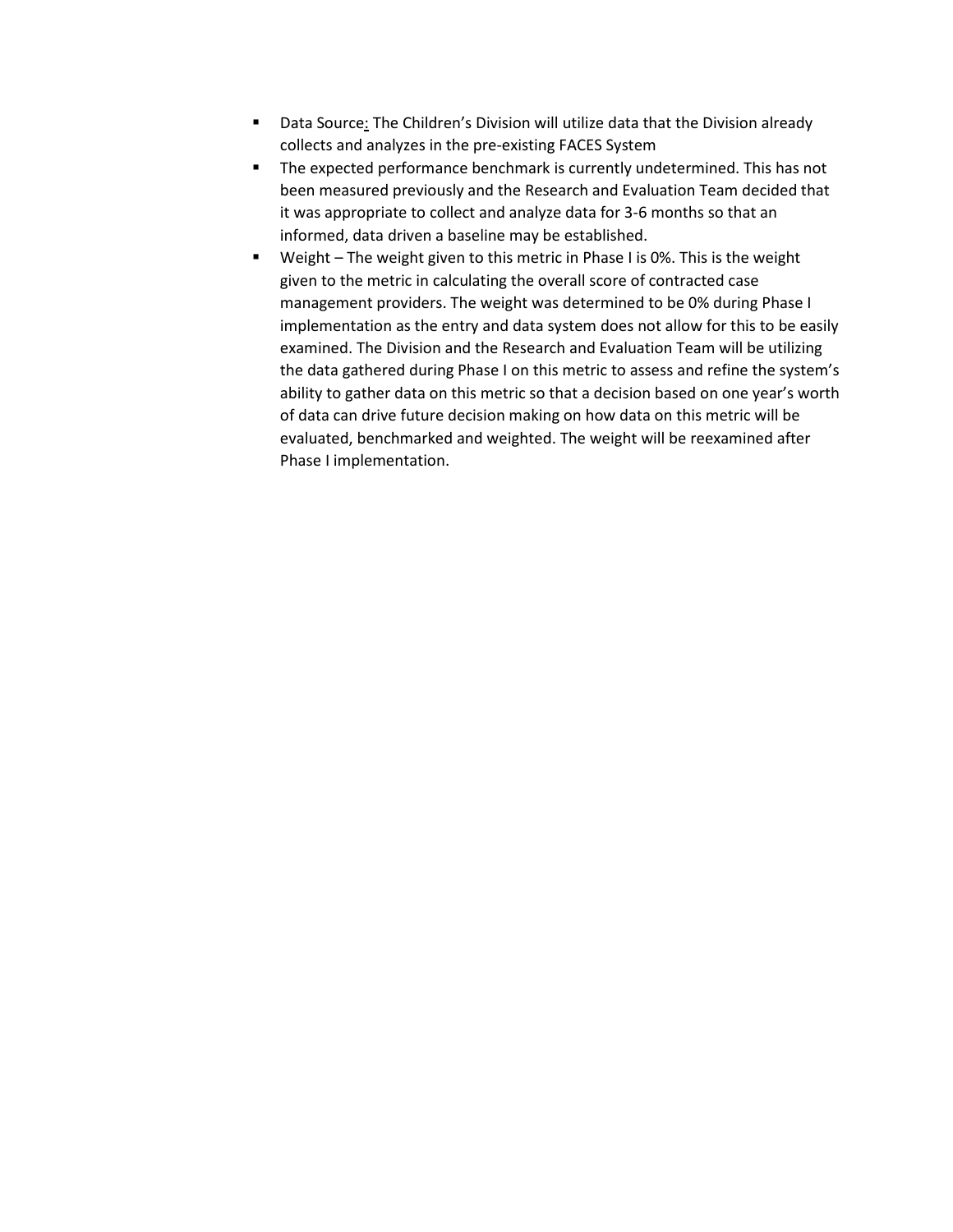- Data Source: The Children's Division will utilize data that the Division already collects and analyzes in the pre-existing FACES System
- The expected performance benchmark is currently undetermined. This has not been measured previously and the Research and Evaluation Team decided that it was appropriate to collect and analyze data for 3-6 months so that an informed, data driven a baseline may be established.
- Weight – The weight given to this metric in Phase I is 0%. This is the weight given to the metric in calculating the overall score of contracted case management providers. The weight was determined to be 0% during Phase I implementation as the entry and data system does not allow for this to be easily examined. The Division and the Research and Evaluation Team will be utilizing the data gathered during Phase I on this metric to assess and refine the system's ability to gather data on this metric so that a decision based on one year's worth of data can drive future decision making on how data on this metric will be evaluated, benchmarked and weighted. The weight will be reexamined after Phase I implementation.